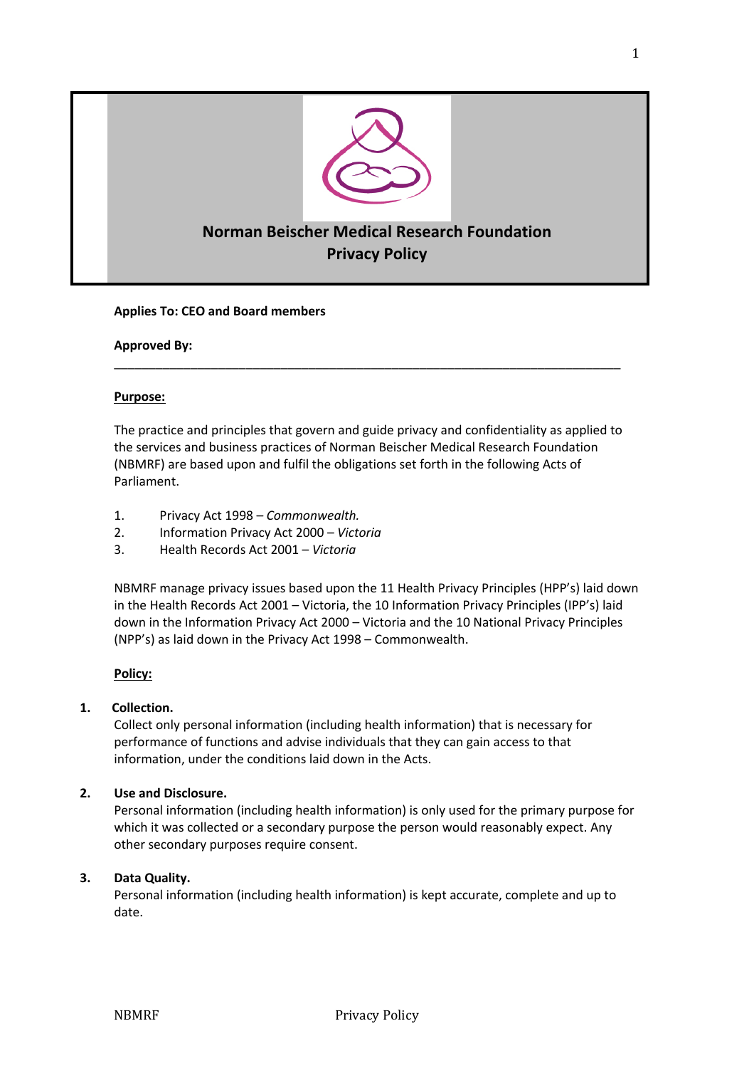# Norman Beischer Medical Research Foundation
# Privacy Policy

**Applies To: CEO and Board members**

**Approved By:**

---

**Purpose:**

The practice and principles that govern and guide privacy and confidentiality as applied to the services and business practices of Norman Beischer Medical Research Foundation (NBMRF) are based upon and fulfil the obligations set forth in the following Acts of Parliament.

1. Privacy Act 1998 – *Commonwealth.*
2. Information Privacy Act 2000 – *Victoria*
3. Health Records Act 2001 – *Victoria*

NBMRF manage privacy issues based upon the 11 Health Privacy Principles (HPP's) laid down in the Health Records Act 2001 – Victoria, the 10 Information Privacy Principles (IPP's) laid down in the Information Privacy Act 2000 – Victoria and the 10 National Privacy Principles (NPP's) as laid down in the Privacy Act 1998 – Commonwealth.

**Policy:**

**1. Collection.**
Collect only personal information (including health information) that is necessary for performance of functions and advise individuals that they can gain access to that information, under the conditions laid down in the Acts.

**2. Use and Disclosure.**
Personal information (including health information) is only used for the primary purpose for which it was collected or a secondary purpose the person would reasonably expect. Any other secondary purposes require consent.

**3. Data Quality.**
Personal information (including health information) is kept accurate, complete and up to date.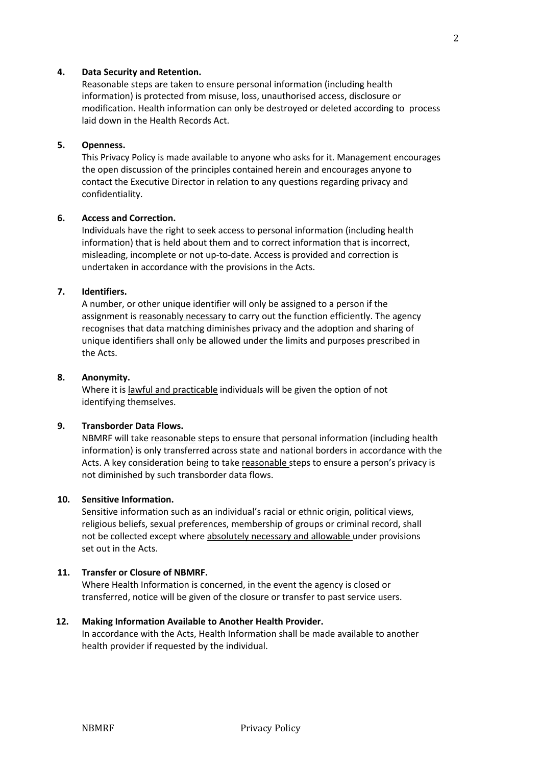**4. Data Security and Retention.**

Reasonable steps are taken to ensure personal information (including health information) is protected from misuse, loss, unauthorised access, disclosure or modification. Health information can only be destroyed or deleted according to process laid down in the Health Records Act.

**5. Openness.**

This Privacy Policy is made available to anyone who asks for it. Management encourages the open discussion of the principles contained herein and encourages anyone to contact the Executive Director in relation to any questions regarding privacy and confidentiality.

**6. Access and Correction.**

Individuals have the right to seek access to personal information (including health information) that is held about them and to correct information that is incorrect, misleading, incomplete or not up-to-date. Access is provided and correction is undertaken in accordance with the provisions in the Acts.

**7. Identifiers.**

A number, or other unique identifier will only be assigned to a person if the assignment is <u>reasonably necessary</u> to carry out the function efficiently. The agency recognises that data matching diminishes privacy and the adoption and sharing of unique identifiers shall only be allowed under the limits and purposes prescribed in the Acts.

**8. Anonymity.**

Where it is <u>lawful and practicable</u> individuals will be given the option of not identifying themselves.

**9. Transborder Data Flows.**

NBMRF will take <u>reasonable</u> steps to ensure that personal information (including health information) is only transferred across state and national borders in accordance with the Acts. A key consideration being to take <u>reasonable</u> steps to ensure a person's privacy is not diminished by such transborder data flows.

**10. Sensitive Information.**

Sensitive information such as an individual's racial or ethnic origin, political views, religious beliefs, sexual preferences, membership of groups or criminal record, shall not be collected except where <u>absolutely necessary and allowable</u> under provisions set out in the Acts.

**11. Transfer or Closure of NBMRF.**

Where Health Information is concerned, in the event the agency is closed or transferred, notice will be given of the closure or transfer to past service users.

**12. Making Information Available to Another Health Provider.**

In accordance with the Acts, Health Information shall be made available to another health provider if requested by the individual.